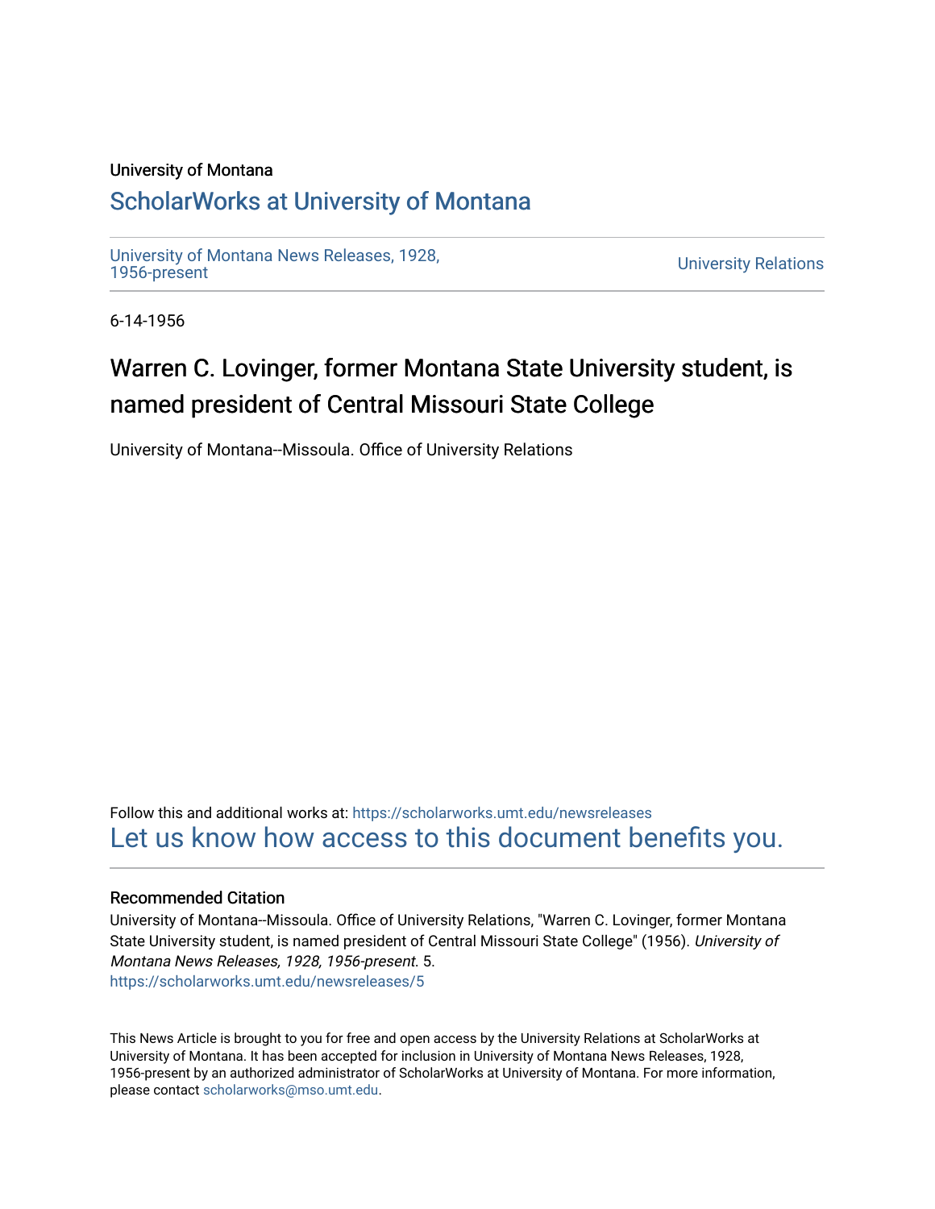University of Montana

# ScholarWorks at University of Montana

University of Montana News Releases, 1928, 1956-present

University Relations

6-14-1956

## Warren C. Lovinger, former Montana State University student, is named president of Central Missouri State College

University of Montana--Missoula. Office of University Relations

Follow this and additional works at: https://scholarworks.umt.edu/newsreleases

Let us know how access to this document benefits you.

### Recommended Citation

University of Montana--Missoula. Office of University Relations, "Warren C. Lovinger, former Montana State University student, is named president of Central Missouri State College" (1956). *University of Montana News Releases, 1928, 1956-present*. 5.
https://scholarworks.umt.edu/newsreleases/5

This News Article is brought to you for free and open access by the University Relations at ScholarWorks at University of Montana. It has been accepted for inclusion in University of Montana News Releases, 1928, 1956-present by an authorized administrator of ScholarWorks at University of Montana. For more information, please contact scholarworks@mso.umt.edu.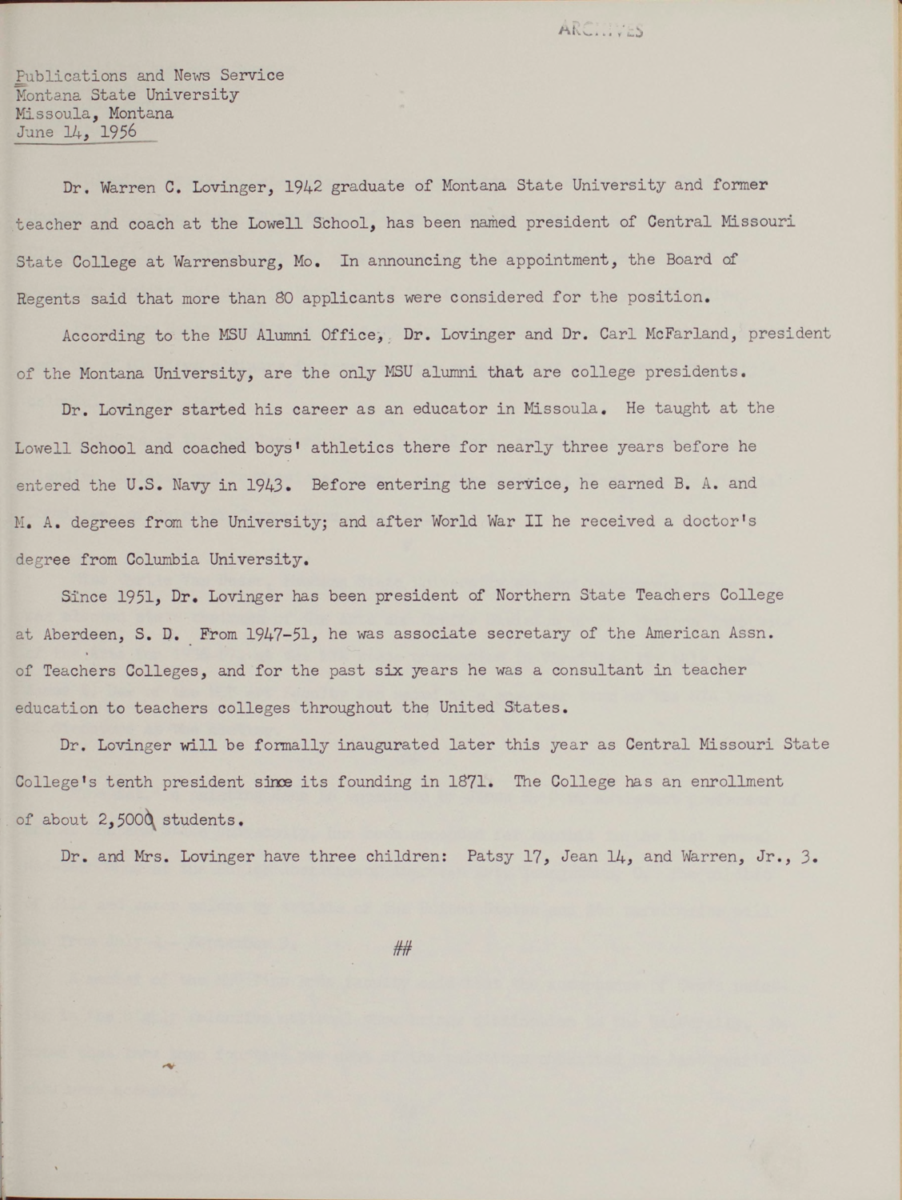Publications and News Service
Montana State University
Missoula, Montana
June 14, 1956

Dr. Warren C. Lovinger, 1942 graduate of Montana State University and former teacher and coach at the Lowell School, has been named president of Central Missouri State College at Warrensburg, Mo. In announcing the appointment, the Board of Regents said that more than 80 applicants were considered for the position.

According to the MSU Alumni Office, Dr. Lovinger and Dr. Carl McFarland, president of the Montana University, are the only MSU alumni that are college presidents.

Dr. Lovinger started his career as an educator in Missoula. He taught at the Lowell School and coached boys' athletics there for nearly three years before he entered the U.S. Navy in 1943. Before entering the service, he earned B. A. and M. A. degrees from the University; and after World War II he received a doctor's degree from Columbia University.

Since 1951, Dr. Lovinger has been president of Northern State Teachers College at Aberdeen, S. D. From 1947-51, he was associate secretary of the American Assn. of Teachers Colleges, and for the past six years he was a consultant in teacher education to teachers colleges throughout the United States.

Dr. Lovinger will be formally inaugurated later this year as Central Missouri State College's tenth president since its founding in 1871. The College has an enrollment of about 2,500 students.

Dr. and Mrs. Lovinger have three children: Patsy 17, Jean 14, and Warren, Jr., 3.

##